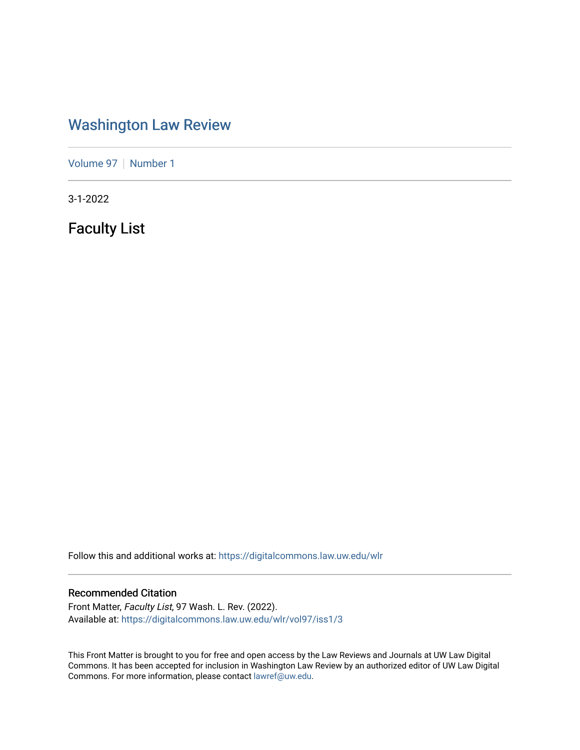# Washington Law Review

Volume 97 | Number 1

3-1-2022

## Faculty List

Follow this and additional works at: https://digitalcommons.law.uw.edu/wlr

### Recommended Citation

Front Matter, *Faculty List*, 97 Wash. L. Rev. (2022).
Available at: https://digitalcommons.law.uw.edu/wlr/vol97/iss1/3

This Front Matter is brought to you for free and open access by the Law Reviews and Journals at UW Law Digital Commons. It has been accepted for inclusion in Washington Law Review by an authorized editor of UW Law Digital Commons. For more information, please contact lawref@uw.edu.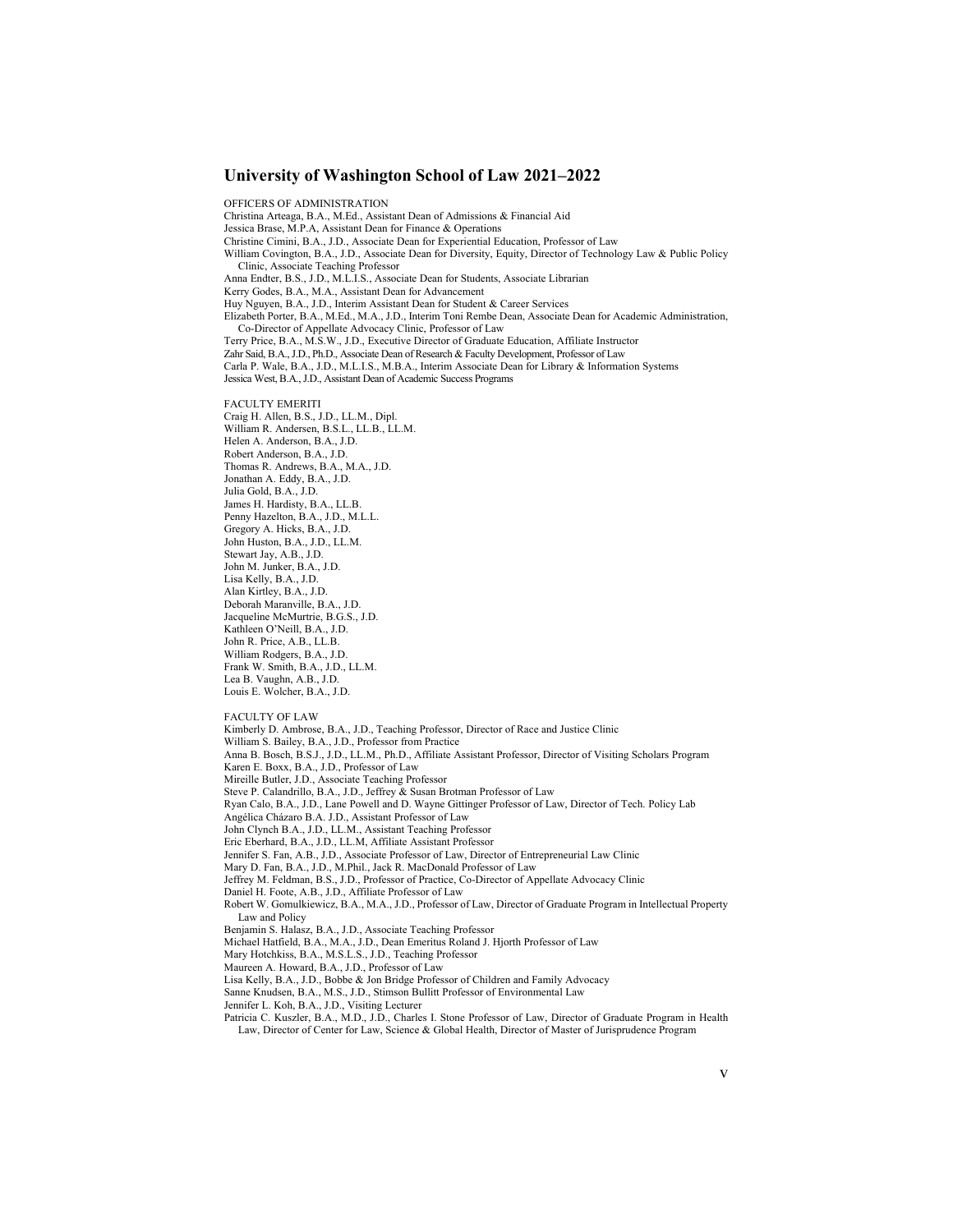# University of Washington School of Law 2021–2022

OFFICERS OF ADMINISTRATION

Christina Arteaga, B.A., M.Ed., Assistant Dean of Admissions & Financial Aid
Jessica Brase, M.P.A, Assistant Dean for Finance & Operations
Christine Cimini, B.A., J.D., Associate Dean for Experiential Education, Professor of Law
William Covington, B.A., J.D., Associate Dean for Diversity, Equity, Director of Technology Law & Public Policy Clinic, Associate Teaching Professor
Anna Endter, B.S., J.D., M.L.I.S., Associate Dean for Students, Associate Librarian
Kerry Godes, B.A., M.A., Assistant Dean for Advancement
Huy Nguyen, B.A., J.D., Interim Assistant Dean for Student & Career Services
Elizabeth Porter, B.A., M.Ed., M.A., J.D., Interim Toni Rembe Dean, Associate Dean for Academic Administration, Co-Director of Appellate Advocacy Clinic, Professor of Law
Terry Price, B.A., M.S.W., J.D., Executive Director of Graduate Education, Affiliate Instructor
Zahr Said, B.A., J.D., Ph.D., Associate Dean of Research & Faculty Development, Professor of Law
Carla P. Wale, B.A., J.D., M.L.I.S., M.B.A., Interim Associate Dean for Library & Information Systems
Jessica West, B.A., J.D., Assistant Dean of Academic Success Programs

FACULTY EMERITI

Craig H. Allen, B.S., J.D., LL.M., Dipl.
William R. Andersen, B.S.L., LL.B., LL.M.
Helen A. Anderson, B.A., J.D.
Robert Anderson, B.A., J.D.
Thomas R. Andrews, B.A., M.A., J.D.
Jonathan A. Eddy, B.A., J.D.
Julia Gold, B.A., J.D.
James H. Hardisty, B.A., LL.B.
Penny Hazelton, B.A., J.D., M.L.L.
Gregory A. Hicks, B.A., J.D.
John Huston, B.A., J.D., LL.M.
Stewart Jay, A.B., J.D.
John M. Junker, B.A., J.D.
Lisa Kelly, B.A., J.D.
Alan Kirtley, B.A., J.D.
Deborah Maranville, B.A., J.D.
Jacqueline McMurtrie, B.G.S., J.D.
Kathleen O'Neill, B.A., J.D.
John R. Price, A.B., LL.B.
William Rodgers, B.A., J.D.
Frank W. Smith, B.A., J.D., LL.M.
Lea B. Vaughn, A.B., J.D.
Louis E. Wolcher, B.A., J.D.

FACULTY OF LAW

Kimberly D. Ambrose, B.A., J.D., Teaching Professor, Director of Race and Justice Clinic
William S. Bailey, B.A., J.D., Professor from Practice
Anna B. Bosch, B.S.J., J.D., LL.M., Ph.D., Affiliate Assistant Professor, Director of Visiting Scholars Program
Karen E. Boxx, B.A., J.D., Professor of Law
Mireille Butler, J.D., Associate Teaching Professor
Steve P. Calandrillo, B.A., J.D., Jeffrey & Susan Brotman Professor of Law
Ryan Calo, B.A., J.D., Lane Powell and D. Wayne Gittinger Professor of Law, Director of Tech. Policy Lab
Angélica Cházaro B.A. J.D., Assistant Professor of Law
John Clynch B.A., J.D., LL.M., Assistant Teaching Professor
Eric Eberhard, B.A., J.D., LL.M, Affiliate Assistant Professor
Jennifer S. Fan, A.B., J.D., Associate Professor of Law, Director of Entrepreneurial Law Clinic
Mary D. Fan, B.A., J.D., M.Phil., Jack R. MacDonald Professor of Law
Jeffrey M. Feldman, B.S., J.D., Professor of Practice, Co-Director of Appellate Advocacy Clinic
Daniel H. Foote, A.B., J.D., Affiliate Professor of Law
Robert W. Gomulkiewicz, B.A., M.A., J.D., Professor of Law, Director of Graduate Program in Intellectual Property Law and Policy
Benjamin S. Halasz, B.A., J.D., Associate Teaching Professor
Michael Hatfield, B.A., M.A., J.D., Dean Emeritus Roland J. Hjorth Professor of Law
Mary Hotchkiss, B.A., M.S.L.S., J.D., Teaching Professor
Maureen A. Howard, B.A., J.D., Professor of Law
Lisa Kelly, B.A., J.D., Bobbe & Jon Bridge Professor of Children and Family Advocacy
Sanne Knudsen, B.A., M.S., J.D., Stimson Bullitt Professor of Environmental Law
Jennifer L. Koh, B.A., J.D., Visiting Lecturer
Patricia C. Kuszler, B.A., M.D., J.D., Charles I. Stone Professor of Law, Director of Graduate Program in Health Law, Director of Center for Law, Science & Global Health, Director of Master of Jurisprudence Program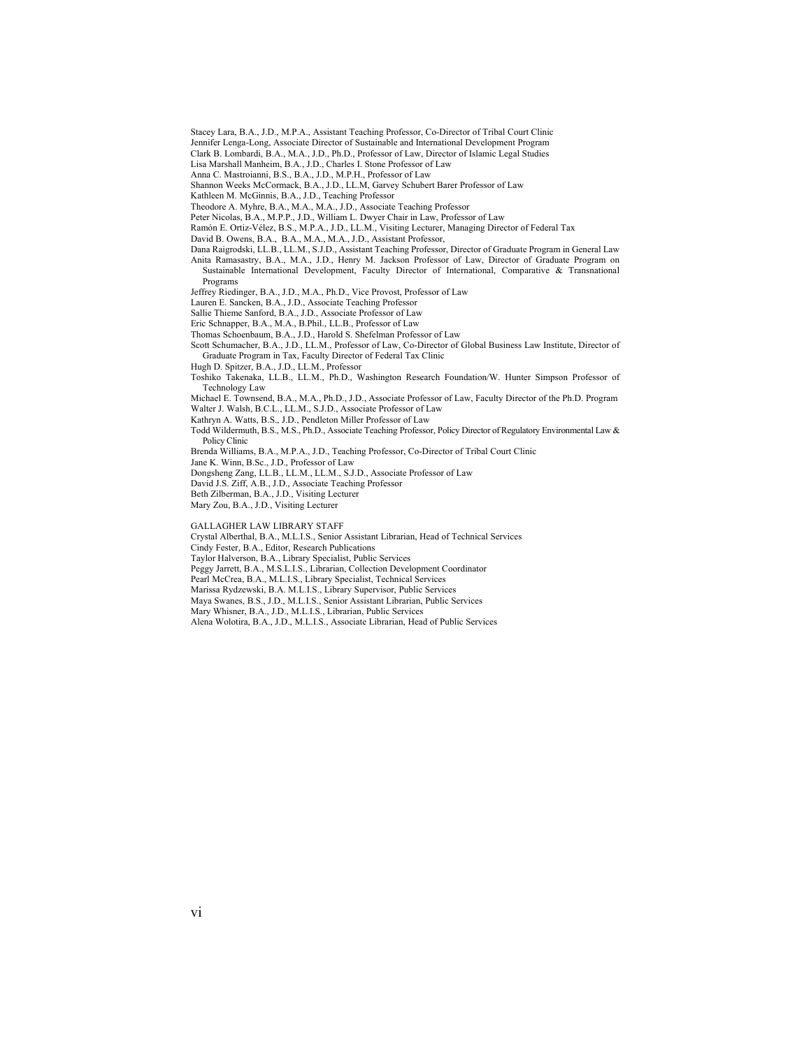Stacey Lara, B.A., J.D., M.P.A., Assistant Teaching Professor, Co-Director of Tribal Court Clinic
Jennifer Lenga-Long, Associate Director of Sustainable and International Development Program
Clark B. Lombardi, B.A., M.A., J.D., Ph.D., Professor of Law, Director of Islamic Legal Studies
Lisa Marshall Manheim, B.A., J.D., Charles I. Stone Professor of Law
Anna C. Mastroianni, B.S., B.A., J.D., M.P.H., Professor of Law
Shannon Weeks McCormack, B.A., J.D., LL.M, Garvey Schubert Barer Professor of Law
Kathleen M. McGinnis, B.A., J.D., Teaching Professor
Theodore A. Myhre, B.A., M.A., M.A., J.D., Associate Teaching Professor
Peter Nicolas, B.A., M.P.P., J.D., William L. Dwyer Chair in Law, Professor of Law
Ramón E. Ortiz-Vélez, B.S., M.P.A., J.D., LL.M., Visiting Lecturer, Managing Director of Federal Tax
David B. Owens, B.A., B.A., M.A., M.A., J.D., Assistant Professor,
Dana Raigrodski, LL.B., LL.M., S.J.D., Assistant Teaching Professor, Director of Graduate Program in General Law
Anita Ramasastry, B.A., M.A., J.D., Henry M. Jackson Professor of Law, Director of Graduate Program on Sustainable International Development, Faculty Director of International, Comparative & Transnational Programs
Jeffrey Riedinger, B.A., J.D., M.A., Ph.D., Vice Provost, Professor of Law
Lauren E. Sancken, B.A., J.D., Associate Teaching Professor
Sallie Thieme Sanford, B.A., J.D., Associate Professor of Law
Eric Schnapper, B.A., M.A., B.Phil., LL.B., Professor of Law
Thomas Schoenbaum, B.A., J.D., Harold S. Shefelman Professor of Law
Scott Schumacher, B.A., J.D., LL.M., Professor of Law, Co-Director of Global Business Law Institute, Director of Graduate Program in Tax, Faculty Director of Federal Tax Clinic
Hugh D. Spitzer, B.A., J.D., LL.M., Professor
Toshiko Takenaka, LL.B., LL.M., Ph.D., Washington Research Foundation/W. Hunter Simpson Professor of Technology Law
Michael E. Townsend, B.A., M.A., Ph.D., J.D., Associate Professor of Law, Faculty Director of the Ph.D. Program
Walter J. Walsh, B.C.L., LL.M., S.J.D., Associate Professor of Law
Kathryn A. Watts, B.S., J.D., Pendleton Miller Professor of Law
Todd Wildermuth, B.S., M.S., Ph.D., Associate Teaching Professor, Policy Director of Regulatory Environmental Law & Policy Clinic
Brenda Williams, B.A., M.P.A., J.D., Teaching Professor, Co-Director of Tribal Court Clinic
Jane K. Winn, B.Sc., J.D., Professor of Law
Dongsheng Zang, LL.B., LL.M., LL.M., S.J.D., Associate Professor of Law
David J.S. Ziff, A.B., J.D., Associate Teaching Professor
Beth Zilberman, B.A., J.D., Visiting Lecturer
Mary Zou, B.A., J.D., Visiting Lecturer

GALLAGHER LAW LIBRARY STAFF

Crystal Alberthal, B.A., M.L.I.S., Senior Assistant Librarian, Head of Technical Services
Cindy Fester, B.A., Editor, Research Publications
Taylor Halverson, B.A., Library Specialist, Public Services
Peggy Jarrett, B.A., M.S.L.I.S., Librarian, Collection Development Coordinator
Pearl McCrea, B.A., M.L.I.S., Library Specialist, Technical Services
Marissa Rydzewski, B.A. M.L.I.S., Library Supervisor, Public Services
Maya Swanes, B.S., J.D., M.L.I.S., Senior Assistant Librarian, Public Services
Mary Whisner, B.A., J.D., M.L.I.S., Librarian, Public Services
Alena Wolotira, B.A., J.D., M.L.I.S., Associate Librarian, Head of Public Services